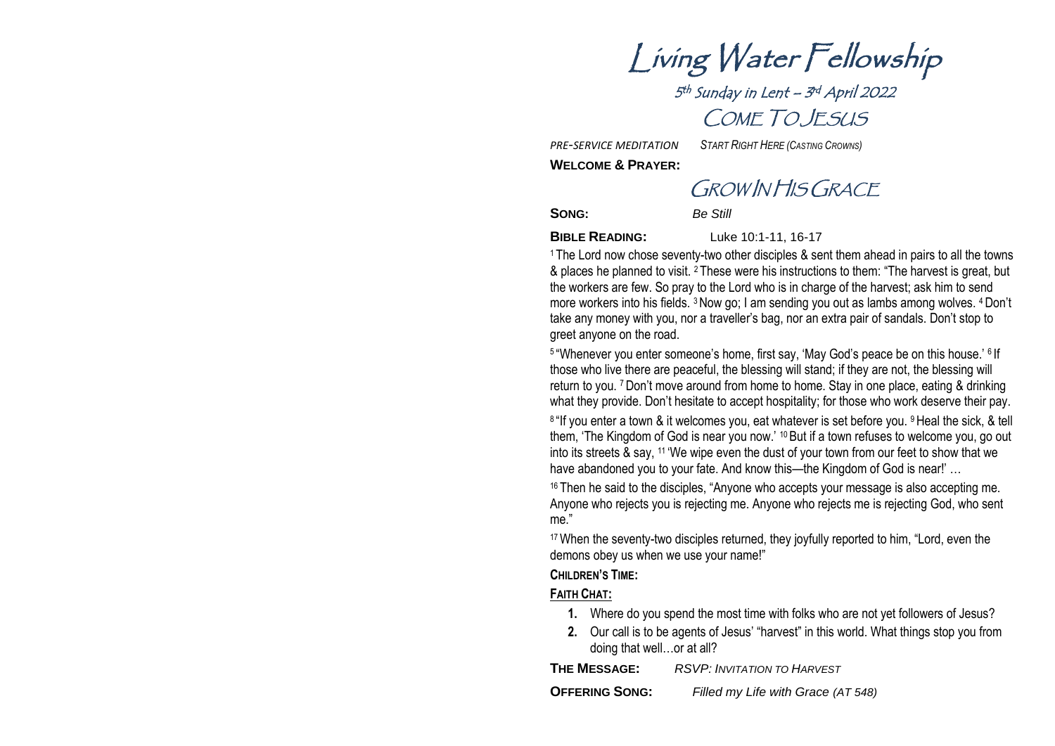# Living Water Fellowship

## 5th Sunday in Lent – 3rd April 2022

## COME TO JESUS

*PRE-SERVICE MEDITATION* *START RIGHT HERE (CASTING CROWNS)*

**WELCOME & PRAYER:**

## GROW IN HIS GRACE

**SONG:** *Be Still*

**BIBLE READING:** Luke 10:1-11, 16-17

[1] The Lord now chose seventy-two other disciples & sent them ahead in pairs to all the towns & places he planned to visit. [2] These were his instructions to them: "The harvest is great, but the workers are few. So pray to the Lord who is in charge of the harvest; ask him to send more workers into his fields. [3] Now go; I am sending you out as lambs among wolves. [4] Don't take any money with you, nor a traveller's bag, nor an extra pair of sandals. Don't stop to greet anyone on the road.

[5] "Whenever you enter someone's home, first say, 'May God's peace be on this house.' [6] If those who live there are peaceful, the blessing will stand; if they are not, the blessing will return to you. [7] Don't move around from home to home. Stay in one place, eating & drinking what they provide. Don't hesitate to accept hospitality; for those who work deserve their pay.

[8] "If you enter a town & it welcomes you, eat whatever is set before you. [9] Heal the sick, & tell them, 'The Kingdom of God is near you now.' [10] But if a town refuses to welcome you, go out into its streets & say, [11] 'We wipe even the dust of your town from our feet to show that we have abandoned you to your fate. And know this—the Kingdom of God is near!' …

[16] Then he said to the disciples, "Anyone who accepts your message is also accepting me. Anyone who rejects you is rejecting me. Anyone who rejects me is rejecting God, who sent me."

[17] When the seventy-two disciples returned, they joyfully reported to him, "Lord, even the demons obey us when we use your name!"

**CHILDREN'S TIME:**

**FAITH CHAT:**

1. Where do you spend the most time with folks who are not yet followers of Jesus?
2. Our call is to be agents of Jesus' "harvest" in this world. What things stop you from doing that well…or at all?

**THE MESSAGE:** *RSVP: INVITATION TO HARVEST*

**OFFERING SONG:** *Filled my Life with Grace (AT 548)*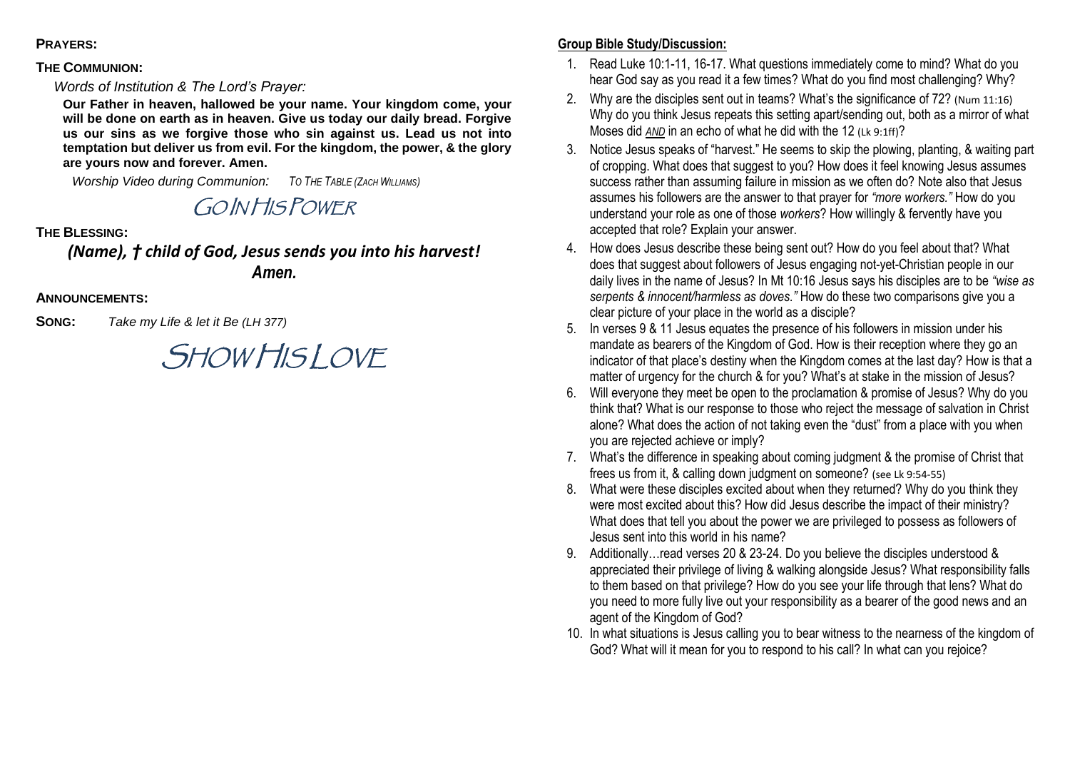**PRAYERS:**

**THE COMMUNION:**

*Words of Institution & The Lord's Prayer:*

**Our Father in heaven, hallowed be your name. Your kingdom come, your will be done on earth as in heaven. Give us today our daily bread. Forgive us our sins as we forgive those who sin against us. Lead us not into temptation but deliver us from evil. For the kingdom, the power, & the glory are yours now and forever. Amen.**

*Worship Video during Communion:* *TO THE TABLE (ZACH WILLIAMS)*

## GO IN HIS POWER

**THE BLESSING:**

***(Name), † child of God, Jesus sends you into his harvest! Amen.***

**ANNOUNCEMENTS:**

**SONG:** *Take my Life & let it Be (LH 377)*

## SHOW HIS LOVE

**Group Bible Study/Discussion:**

1. Read Luke 10:1-11, 16-17. What questions immediately come to mind? What do you hear God say as you read it a few times? What do you find most challenging? Why?
2. Why are the disciples sent out in teams? What's the significance of 72? (Num 11:16) Why do you think Jesus repeats this setting apart/sending out, both as a mirror of what Moses did ***AND*** in an echo of what he did with the 12 (Lk 9:1ff)?
3. Notice Jesus speaks of "harvest." He seems to skip the plowing, planting, & waiting part of cropping. What does that suggest to you? How does it feel knowing Jesus assumes success rather than assuming failure in mission as we often do? Note also that Jesus assumes his followers are the answer to that prayer for *"more workers."* How do you understand your role as one of those *workers*? How willingly & fervently have you accepted that role? Explain your answer.
4. How does Jesus describe these being sent out? How do you feel about that? What does that suggest about followers of Jesus engaging not-yet-Christian people in our daily lives in the name of Jesus? In Mt 10:16 Jesus says his disciples are to be *"wise as serpents & innocent/harmless as doves."* How do these two comparisons give you a clear picture of your place in the world as a disciple?
5. In verses 9 & 11 Jesus equates the presence of his followers in mission under his mandate as bearers of the Kingdom of God. How is their reception where they go an indicator of that place's destiny when the Kingdom comes at the last day? How is that a matter of urgency for the church & for you? What's at stake in the mission of Jesus?
6. Will everyone they meet be open to the proclamation & promise of Jesus? Why do you think that? What is our response to those who reject the message of salvation in Christ alone? What does the action of not taking even the "dust" from a place with you when you are rejected achieve or imply?
7. What's the difference in speaking about coming judgment & the promise of Christ that frees us from it, & calling down judgment on someone? (see Lk 9:54-55)
8. What were these disciples excited about when they returned? Why do you think they were most excited about this? How did Jesus describe the impact of their ministry? What does that tell you about the power we are privileged to possess as followers of Jesus sent into this world in his name?
9. Additionally…read verses 20 & 23-24. Do you believe the disciples understood & appreciated their privilege of living & walking alongside Jesus? What responsibility falls to them based on that privilege? How do you see your life through that lens? What do you need to more fully live out your responsibility as a bearer of the good news and an agent of the Kingdom of God?
10. In what situations is Jesus calling you to bear witness to the nearness of the kingdom of God? What will it mean for you to respond to his call? In what can you rejoice?